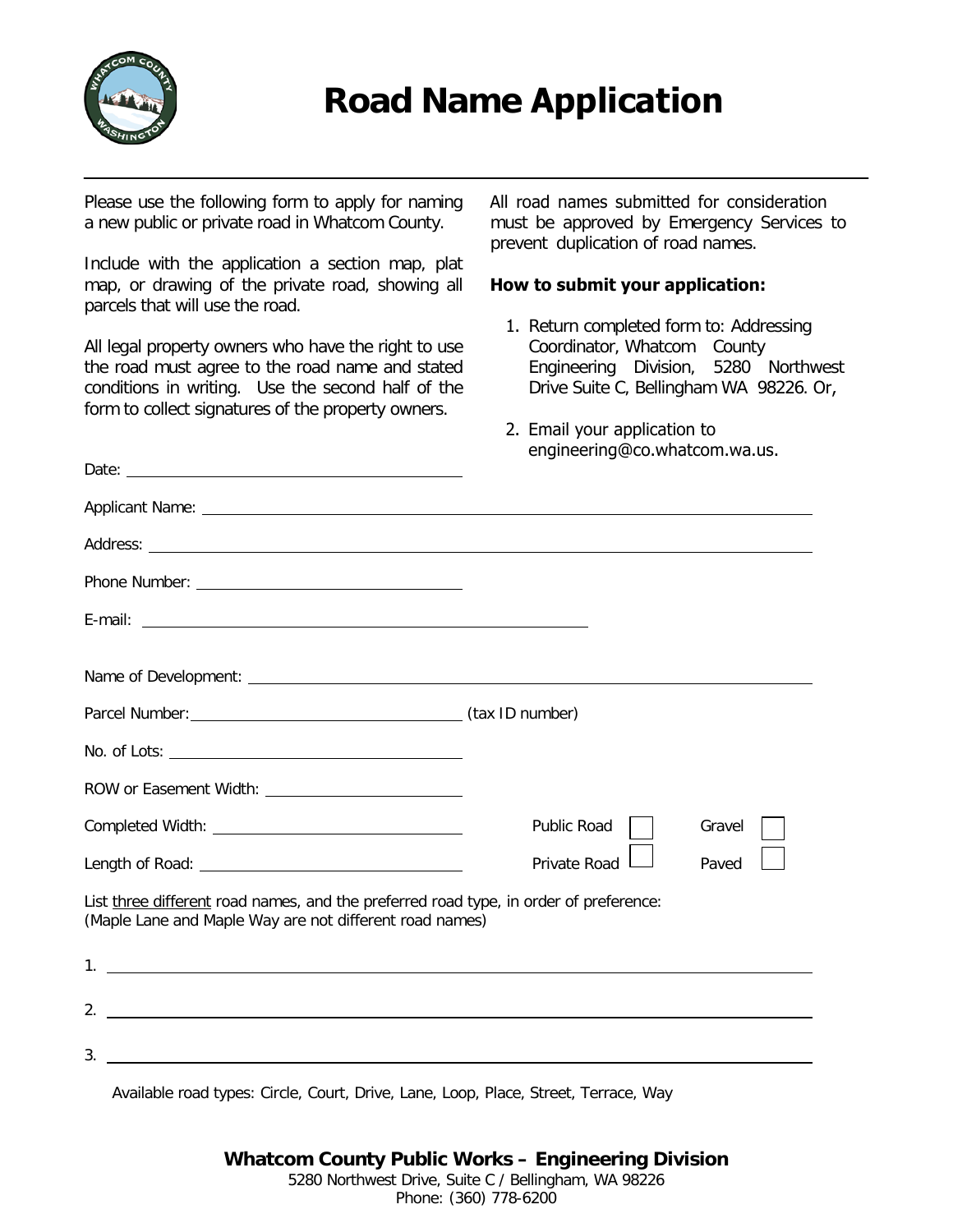# Road Name Application

Please use the following form to apply for naming a new public or private road in Whatcom County.

Include with the application a section map, plat map, or drawing of the private road, showing all parcels that will use the road.

All legal property owners who have the right to use the road must agree to the road name and stated conditions in writing. Use the second half of the form to collect signatures of the property owners.

All road names submitted for consideration must be approved by Emergency Services to prevent duplication of road names.

**How to submit your application:**

1. Return completed form to: Addressing Coordinator, Whatcom County Engineering Division, 5280 Northwest Drive Suite C, Bellingham WA 98226. Or,
2. Email your application to engineering@co.whatcom.wa.us.

Date: ______________________

Applicant Name: ______________________

Address: ______________________

Phone Number: ______________________

E-mail: ______________________

Name of Development: ______________________

Parcel Number: ______________________ (tax ID number)

No. of Lots: ______________________

ROW or Easement Width: ______________________

Completed Width: ______________________ Public Road ☐ Gravel ☐

Length of Road: ______________________ Private Road ☐ Paved ☐

List three different road names, and the preferred road type, in order of preference:
(Maple Lane and Maple Way are not different road names)

1. ______________________
2. ______________________
3. ______________________

Available road types: Circle, Court, Drive, Lane, Loop, Place, Street, Terrace, Way

**Whatcom County Public Works – Engineering Division**
5280 Northwest Drive, Suite C / Bellingham, WA 98226
Phone: (360) 778-6200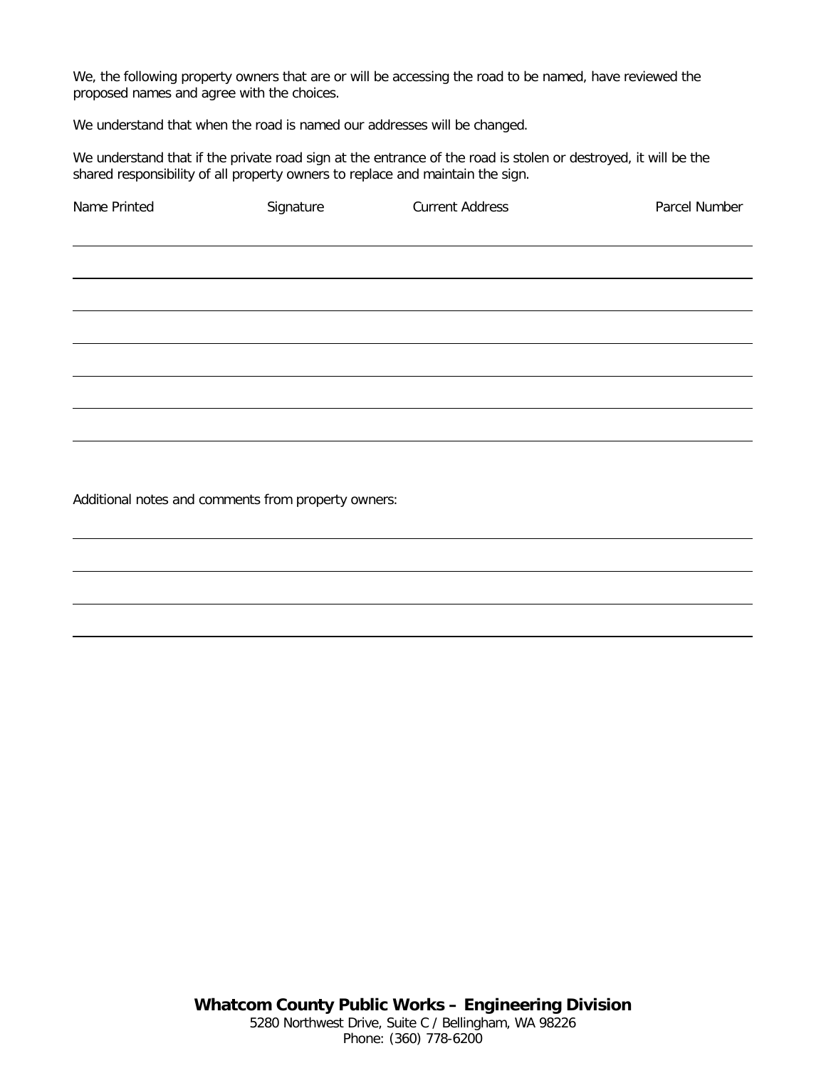We, the following property owners that are or will be accessing the road to be named, have reviewed the proposed names and agree with the choices.

We understand that when the road is named our addresses will be changed.

We understand that if the private road sign at the entrance of the road is stolen or destroyed, it will be the shared responsibility of all property owners to replace and maintain the sign.

| Name Printed | Signature | Current Address | Parcel Number |
|---|---|---|---|
| | | | |
| | | | |
| | | | |
| | | | |
| | | | |
| | | | |

Additional notes and comments from property owners:

**Whatcom County Public Works – Engineering Division**
5280 Northwest Drive, Suite C / Bellingham, WA 98226
Phone: (360) 778-6200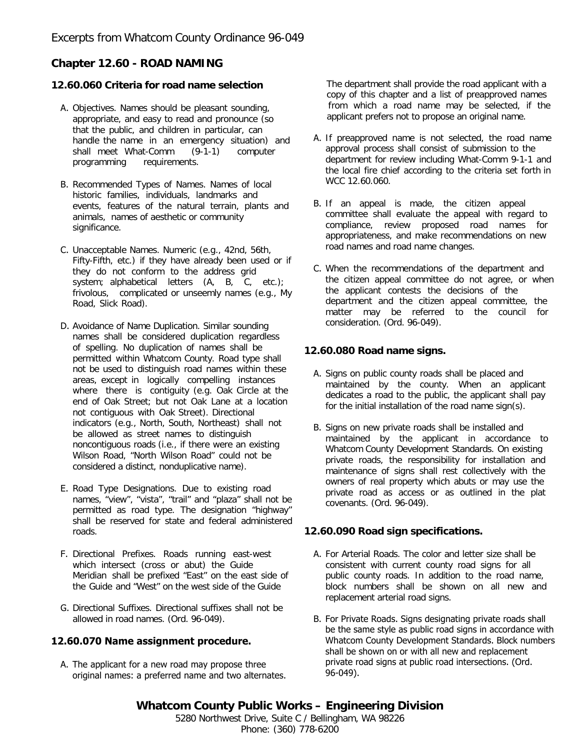Excerpts from Whatcom County Ordinance 96-049

## Chapter 12.60 - ROAD NAMING

### 12.60.060 Criteria for road name selection

A. Objectives. Names should be pleasant sounding, appropriate, and easy to read and pronounce (so that the public, and children in particular, can handle the name in an emergency situation) and shall meet What-Comm (9-1-1) computer programming requirements.

B. Recommended Types of Names. Names of local historic families, individuals, landmarks and events, features of the natural terrain, plants and animals, names of aesthetic or community significance.

C. Unacceptable Names. Numeric (e.g., 42nd, 56th, Fifty-Fifth, etc.) if they have already been used or if they do not conform to the address grid system; alphabetical letters (A, B, C, etc.); frivolous, complicated or unseemly names (e.g., My Road, Slick Road).

D. Avoidance of Name Duplication. Similar sounding names shall be considered duplication regardless of spelling. No duplication of names shall be permitted within Whatcom County. Road type shall not be used to distinguish road names within these areas, except in logically compelling instances where there is contiguity (e.g. Oak Circle at the end of Oak Street; but not Oak Lane at a location not contiguous with Oak Street). Directional indicators (e.g., North, South, Northeast) shall not be allowed as street names to distinguish noncontiguous roads (i.e., if there were an existing Wilson Road, "North Wilson Road" could not be considered a distinct, nonduplicative name).

E. Road Type Designations. Due to existing road names, "view", "vista", "trail" and "plaza" shall not be permitted as road type. The designation "highway" shall be reserved for state and federal administered roads.

F. Directional Prefixes. Roads running east-west which intersect (cross or abut) the Guide Meridian shall be prefixed "East" on the east side of the Guide and "West" on the west side of the Guide

G. Directional Suffixes. Directional suffixes shall not be allowed in road names. (Ord. 96-049).

### 12.60.070 Name assignment procedure.

A. The applicant for a new road may propose three original names: a preferred name and two alternates. The department shall provide the road applicant with a copy of this chapter and a list of preapproved names from which a road name may be selected, if the applicant prefers not to propose an original name.

A. If preapproved name is not selected, the road name approval process shall consist of submission to the department for review including What-Comm 9-1-1 and the local fire chief according to the criteria set forth in WCC 12.60.060.

B. If an appeal is made, the citizen appeal committee shall evaluate the appeal with regard to compliance, review proposed road names for appropriateness, and make recommendations on new road names and road name changes.

C. When the recommendations of the department and the citizen appeal committee do not agree, or when the applicant contests the decisions of the department and the citizen appeal committee, the matter may be referred to the council for consideration. (Ord. 96-049).

### 12.60.080 Road name signs.

A. Signs on public county roads shall be placed and maintained by the county. When an applicant dedicates a road to the public, the applicant shall pay for the initial installation of the road name sign(s).

B. Signs on new private roads shall be installed and maintained by the applicant in accordance to Whatcom County Development Standards. On existing private roads, the responsibility for installation and maintenance of signs shall rest collectively with the owners of real property which abuts or may use the private road as access or as outlined in the plat covenants. (Ord. 96-049).

### 12.60.090 Road sign specifications.

A. For Arterial Roads. The color and letter size shall be consistent with current county road signs for all public county roads. In addition to the road name, block numbers shall be shown on all new and replacement arterial road signs.

B. For Private Roads. Signs designating private roads shall be the same style as public road signs in accordance with Whatcom County Development Standards. Block numbers shall be shown on or with all new and replacement private road signs at public road intersections. (Ord. 96-049).

**Whatcom County Public Works – Engineering Division**
5280 Northwest Drive, Suite C / Bellingham, WA 98226
Phone: (360) 778-6200